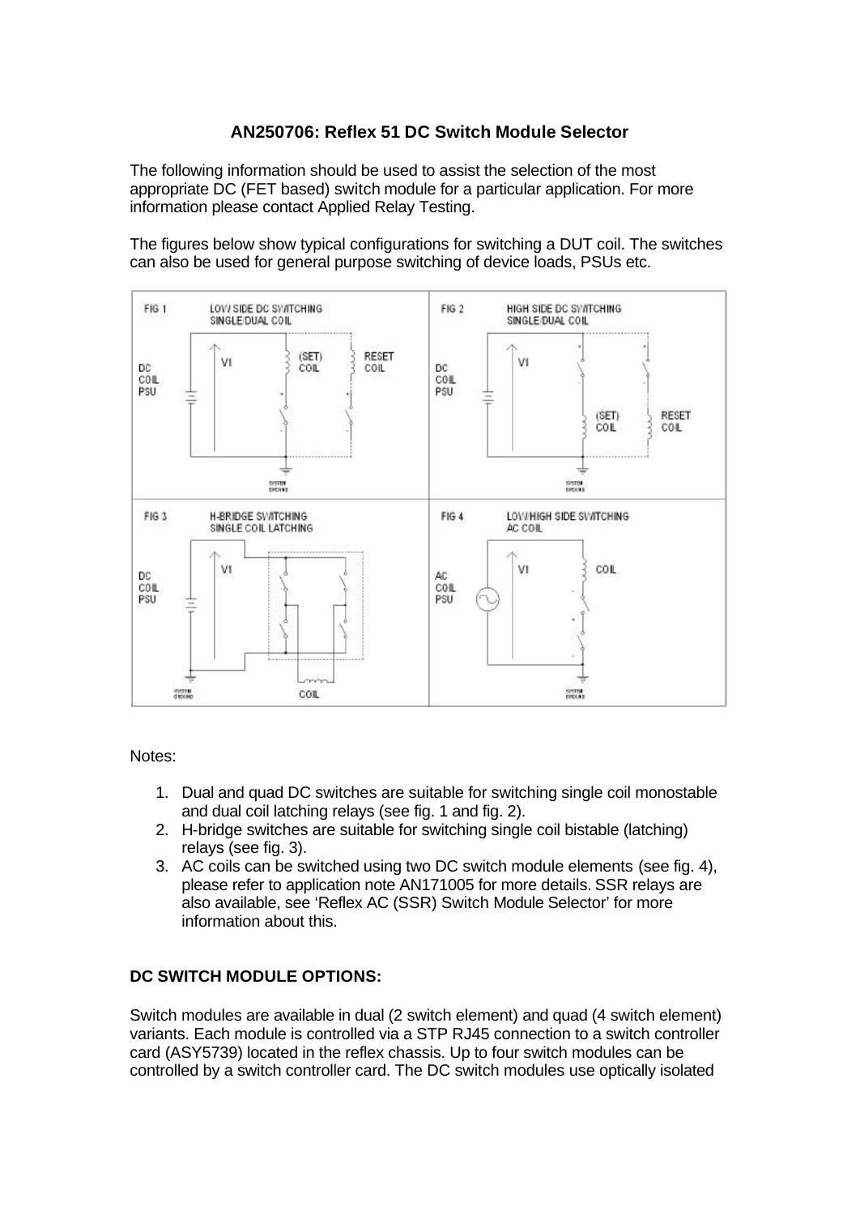# AN250706: Reflex 51 DC Switch Module Selector

The following information should be used to assist the selection of the most appropriate DC (FET based) switch module for a particular application. For more information please contact Applied Relay Testing.

The figures below show typical configurations for switching a DUT coil. The switches can also be used for general purpose switching of device loads, PSUs etc.

Notes:

1. Dual and quad DC switches are suitable for switching single coil monostable and dual coil latching relays (see fig. 1 and fig. 2).
2. H-bridge switches are suitable for switching single coil bistable (latching) relays (see fig. 3).
3. AC coils can be switched using two DC switch module elements (see fig. 4), please refer to application note AN171005 for more details. SSR relays are also available, see 'Reflex AC (SSR) Switch Module Selector' for more information about this.

## DC SWITCH MODULE OPTIONS:

Switch modules are available in dual (2 switch element) and quad (4 switch element) variants. Each module is controlled via a STP RJ45 connection to a switch controller card (ASY5739) located in the reflex chassis. Up to four switch modules can be controlled by a switch controller card. The DC switch modules use optically isolated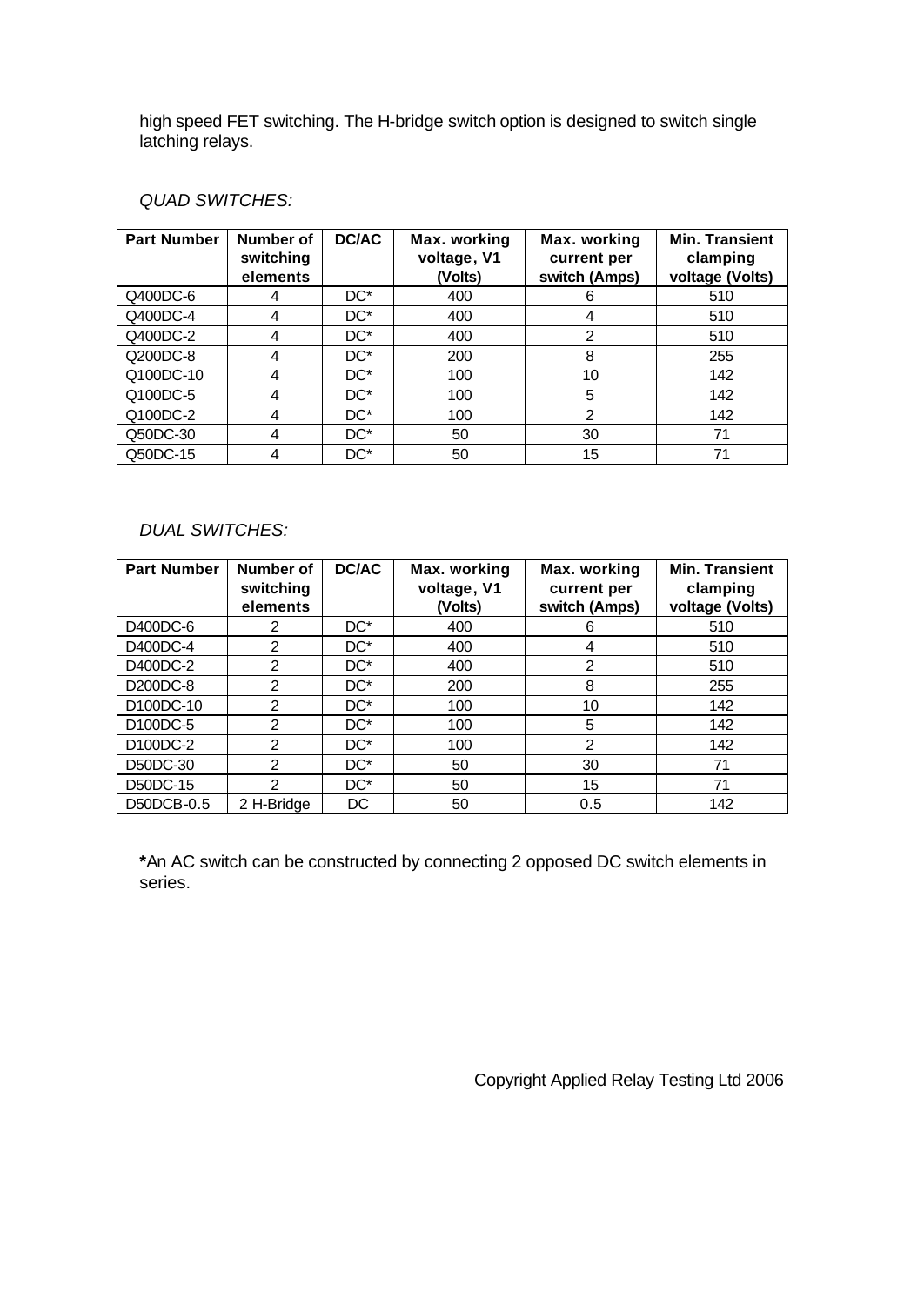high speed FET switching. The H-bridge switch option is designed to switch single latching relays.

*QUAD SWITCHES:*

| Part Number | Number of switching elements | DC/AC | Max. working voltage, V1 (Volts) | Max. working current per switch (Amps) | Min. Transient clamping voltage (Volts) |
|---|---|---|---|---|---|
| Q400DC-6 | 4 | DC* | 400 | 6 | 510 |
| Q400DC-4 | 4 | DC* | 400 | 4 | 510 |
| Q400DC-2 | 4 | DC* | 400 | 2 | 510 |
| Q200DC-8 | 4 | DC* | 200 | 8 | 255 |
| Q100DC-10 | 4 | DC* | 100 | 10 | 142 |
| Q100DC-5 | 4 | DC* | 100 | 5 | 142 |
| Q100DC-2 | 4 | DC* | 100 | 2 | 142 |
| Q50DC-30 | 4 | DC* | 50 | 30 | 71 |
| Q50DC-15 | 4 | DC* | 50 | 15 | 71 |

*DUAL SWITCHES:*

| Part Number | Number of switching elements | DC/AC | Max. working voltage, V1 (Volts) | Max. working current per switch (Amps) | Min. Transient clamping voltage (Volts) |
|---|---|---|---|---|---|
| D400DC-6 | 2 | DC* | 400 | 6 | 510 |
| D400DC-4 | 2 | DC* | 400 | 4 | 510 |
| D400DC-2 | 2 | DC* | 400 | 2 | 510 |
| D200DC-8 | 2 | DC* | 200 | 8 | 255 |
| D100DC-10 | 2 | DC* | 100 | 10 | 142 |
| D100DC-5 | 2 | DC* | 100 | 5 | 142 |
| D100DC-2 | 2 | DC* | 100 | 2 | 142 |
| D50DC-30 | 2 | DC* | 50 | 30 | 71 |
| D50DC-15 | 2 | DC* | 50 | 15 | 71 |
| D50DCB-0.5 | 2 H-Bridge | DC | 50 | 0.5 | 142 |

**\***An AC switch can be constructed by connecting 2 opposed DC switch elements in series.

Copyright Applied Relay Testing Ltd 2006